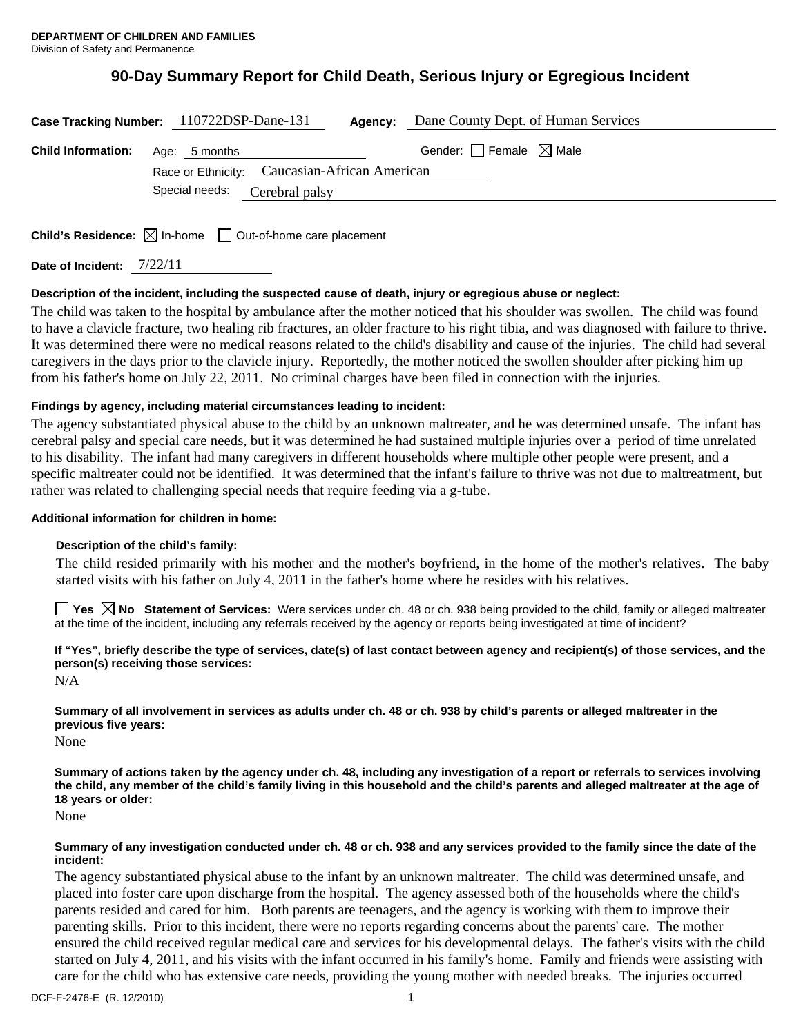**DEPARTMENT OF CHILDREN AND FAMILIES**
Division of Safety and Permanence

# 90-Day Summary Report for Child Death, Serious Injury or Egregious Incident

**Case Tracking Number:** 110722DSP-Dane-131 **Agency:** Dane County Dept. of Human Services

**Child Information:** Age: 5 months Gender: ☐ Female ☒ Male

Race or Ethnicity: Caucasian-African American

Special needs: Cerebral palsy

**Child's Residence:** ☒ In-home ☐ Out-of-home care placement

**Date of Incident:** 7/22/11

**Description of the incident, including the suspected cause of death, injury or egregious abuse or neglect:**

The child was taken to the hospital by ambulance after the mother noticed that his shoulder was swollen. The child was found to have a clavicle fracture, two healing rib fractures, an older fracture to his right tibia, and was diagnosed with failure to thrive. It was determined there were no medical reasons related to the child's disability and cause of the injuries. The child had several caregivers in the days prior to the clavicle injury. Reportedly, the mother noticed the swollen shoulder after picking him up from his father's home on July 22, 2011. No criminal charges have been filed in connection with the injuries.

**Findings by agency, including material circumstances leading to incident:**

The agency substantiated physical abuse to the child by an unknown maltreater, and he was determined unsafe. The infant has cerebral palsy and special care needs, but it was determined he had sustained multiple injuries over a period of time unrelated to his disability. The infant had many caregivers in different households where multiple other people were present, and a specific maltreater could not be identified. It was determined that the infant's failure to thrive was not due to maltreatment, but rather was related to challenging special needs that require feeding via a g-tube.

**Additional information for children in home:**

**Description of the child's family:**

The child resided primarily with his mother and the mother's boyfriend, in the home of the mother's relatives. The baby started visits with his father on July 4, 2011 in the father's home where he resides with his relatives.

☐ **Yes** ☒ **No** **Statement of Services:** Were services under ch. 48 or ch. 938 being provided to the child, family or alleged maltreater at the time of the incident, including any referrals received by the agency or reports being investigated at time of incident?

**If "Yes", briefly describe the type of services, date(s) of last contact between agency and recipient(s) of those services, and the person(s) receiving those services:**

N/A

**Summary of all involvement in services as adults under ch. 48 or ch. 938 by child's parents or alleged maltreater in the previous five years:**

None

**Summary of actions taken by the agency under ch. 48, including any investigation of a report or referrals to services involving the child, any member of the child's family living in this household and the child's parents and alleged maltreater at the age of 18 years or older:**

None

**Summary of any investigation conducted under ch. 48 or ch. 938 and any services provided to the family since the date of the incident:**

The agency substantiated physical abuse to the infant by an unknown maltreater. The child was determined unsafe, and placed into foster care upon discharge from the hospital. The agency assessed both of the households where the child's parents resided and cared for him. Both parents are teenagers, and the agency is working with them to improve their parenting skills. Prior to this incident, there were no reports regarding concerns about the parents' care. The mother ensured the child received regular medical care and services for his developmental delays. The father's visits with the child started on July 4, 2011, and his visits with the infant occurred in his family's home. Family and friends were assisting with care for the child who has extensive care needs, providing the young mother with needed breaks. The injuries occurred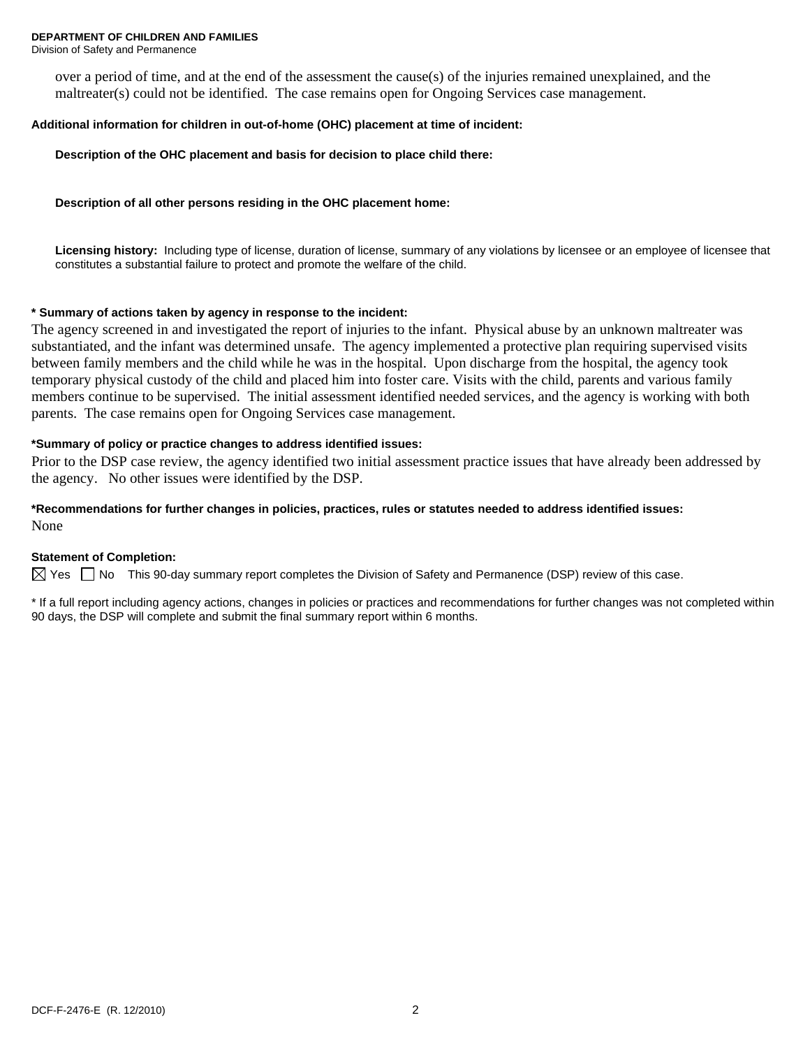over a period of time, and at the end of the assessment the cause(s) of the injuries remained unexplained, and the maltreater(s) could not be identified. The case remains open for Ongoing Services case management.

**Additional information for children in out-of-home (OHC) placement at time of incident:**

**Description of the OHC placement and basis for decision to place child there:**

**Description of all other persons residing in the OHC placement home:**

**Licensing history:** Including type of license, duration of license, summary of any violations by licensee or an employee of licensee that constitutes a substantial failure to protect and promote the welfare of the child.

**\* Summary of actions taken by agency in response to the incident:**

The agency screened in and investigated the report of injuries to the infant. Physical abuse by an unknown maltreater was substantiated, and the infant was determined unsafe. The agency implemented a protective plan requiring supervised visits between family members and the child while he was in the hospital. Upon discharge from the hospital, the agency took temporary physical custody of the child and placed him into foster care. Visits with the child, parents and various family members continue to be supervised. The initial assessment identified needed services, and the agency is working with both parents. The case remains open for Ongoing Services case management.

**\*Summary of policy or practice changes to address identified issues:**

Prior to the DSP case review, the agency identified two initial assessment practice issues that have already been addressed by the agency. No other issues were identified by the DSP.

**\*Recommendations for further changes in policies, practices, rules or statutes needed to address identified issues:**

None

**Statement of Completion:**

☒ Yes ☐ No This 90-day summary report completes the Division of Safety and Permanence (DSP) review of this case.

\* If a full report including agency actions, changes in policies or practices and recommendations for further changes was not completed within 90 days, the DSP will complete and submit the final summary report within 6 months.

DCF-F-2476-E (R. 12/2010)